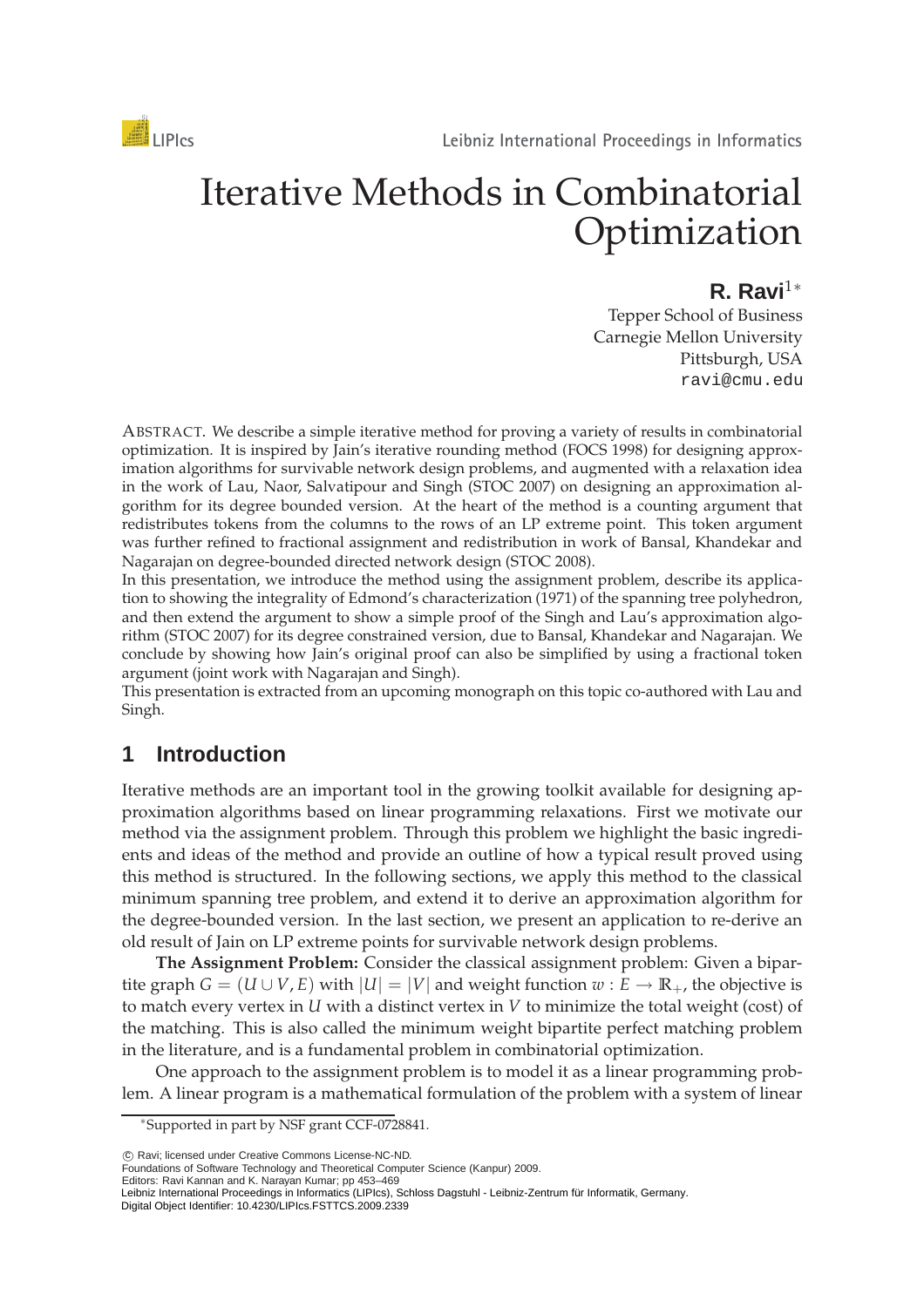# Iterative Methods in Combinatorial Optimization

**R. Ravi**[1*]

Tepper School of Business
Carnegie Mellon University
Pittsburgh, USA
ravi@cmu.edu

ABSTRACT. We describe a simple iterative method for proving a variety of results in combinatorial optimization. It is inspired by Jain's iterative rounding method (FOCS 1998) for designing approximation algorithms for survivable network design problems, and augmented with a relaxation idea in the work of Lau, Naor, Salvatipour and Singh (STOC 2007) on designing an approximation algorithm for its degree bounded version. At the heart of the method is a counting argument that redistributes tokens from the columns to the rows of an LP extreme point. This token argument was further refined to fractional assignment and redistribution in work of Bansal, Khandekar and Nagarajan on degree-bounded directed network design (STOC 2008).

In this presentation, we introduce the method using the assignment problem, describe its application to showing the integrality of Edmond's characterization (1971) of the spanning tree polyhedron, and then extend the argument to show a simple proof of the Singh and Lau's approximation algorithm (STOC 2007) for its degree constrained version, due to Bansal, Khandekar and Nagarajan. We conclude by showing how Jain's original proof can also be simplified by using a fractional token argument (joint work with Nagarajan and Singh).

This presentation is extracted from an upcoming monograph on this topic co-authored with Lau and Singh.

## 1 Introduction

Iterative methods are an important tool in the growing toolkit available for designing approximation algorithms based on linear programming relaxations. First we motivate our method via the assignment problem. Through this problem we highlight the basic ingredients and ideas of the method and provide an outline of how a typical result proved using this method is structured. In the following sections, we apply this method to the classical minimum spanning tree problem, and extend it to derive an approximation algorithm for the degree-bounded version. In the last section, we present an application to re-derive an old result of Jain on LP extreme points for survivable network design problems.

**The Assignment Problem:** Consider the classical assignment problem: Given a bipartite graph $G = (U \cup V, E)$ with $|U| = |V|$ and weight function $w : E \rightarrow \mathbb{R}_+$, the objective is to match every vertex in $U$ with a distinct vertex in $V$ to minimize the total weight (cost) of the matching. This is also called the minimum weight bipartite perfect matching problem in the literature, and is a fundamental problem in combinatorial optimization.

One approach to the assignment problem is to model it as a linear programming problem. A linear program is a mathematical formulation of the problem with a system of linear

[*] Supported in part by NSF grant CCF-0728841.

© Ravi; licensed under Creative Commons License-NC-ND.
Foundations of Software Technology and Theoretical Computer Science (Kanpur) 2009.
Editors: Ravi Kannan and K. Narayan Kumar; pp 453–469
Leibniz International Proceedings in Informatics (LIPIcs), Schloss Dagstuhl - Leibniz-Zentrum für Informatik, Germany.
Digital Object Identifier: 10.4230/LIPIcs.FSTTCS.2009.2339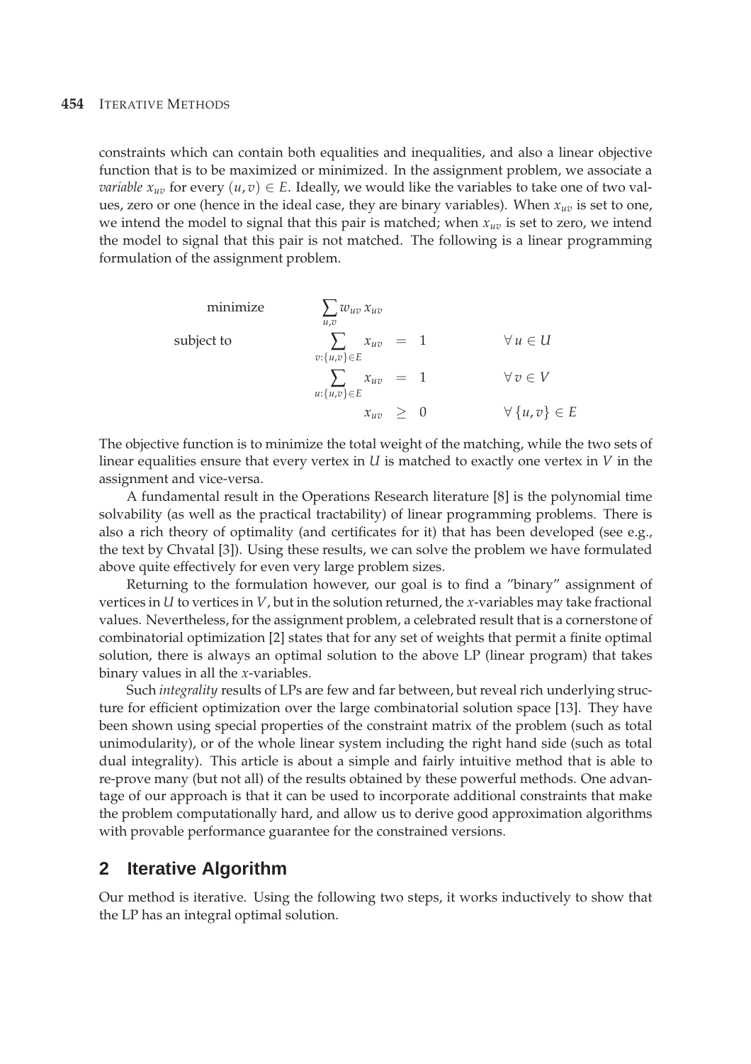constraints which can contain both equalities and inequalities, and also a linear objective function that is to be maximized or minimized. In the assignment problem, we associate a *variable* $x_{uv}$ for every $(u, v) \in E$. Ideally, we would like the variables to take one of two values, zero or one (hence in the ideal case, they are binary variables). When $x_{uv}$ is set to one, we intend the model to signal that this pair is matched; when $x_{uv}$ is set to zero, we intend the model to signal that this pair is not matched. The following is a linear programming formulation of the assignment problem.

$$
\begin{array}{llcll}
\text{minimize} & \displaystyle\sum_{u,v} w_{uv}\, x_{uv} & & & \\
\text{subject to} & \displaystyle\sum_{v:\{u,v\}\in E} x_{uv} & = & 1 & \forall\, u \in U \\
& \displaystyle\sum_{u:\{u,v\}\in E} x_{uv} & = & 1 & \forall\, v \in V \\
& x_{uv} & \geq & 0 & \forall\, \{u,v\} \in E
\end{array}
$$

The objective function is to minimize the total weight of the matching, while the two sets of linear equalities ensure that every vertex in $U$ is matched to exactly one vertex in $V$ in the assignment and vice-versa.

A fundamental result in the Operations Research literature [8] is the polynomial time solvability (as well as the practical tractability) of linear programming problems. There is also a rich theory of optimality (and certificates for it) that has been developed (see e.g., the text by Chvatal [3]). Using these results, we can solve the problem we have formulated above quite effectively for even very large problem sizes.

Returning to the formulation however, our goal is to find a "binary" assignment of vertices in $U$ to vertices in $V$, but in the solution returned, the $x$-variables may take fractional values. Nevertheless, for the assignment problem, a celebrated result that is a cornerstone of combinatorial optimization [2] states that for any set of weights that permit a finite optimal solution, there is always an optimal solution to the above LP (linear program) that takes binary values in all the $x$-variables.

Such *integrality* results of LPs are few and far between, but reveal rich underlying structure for efficient optimization over the large combinatorial solution space [13]. They have been shown using special properties of the constraint matrix of the problem (such as total unimodularity), or of the whole linear system including the right hand side (such as total dual integrality). This article is about a simple and fairly intuitive method that is able to re-prove many (but not all) of the results obtained by these powerful methods. One advantage of our approach is that it can be used to incorporate additional constraints that make the problem computationally hard, and allow us to derive good approximation algorithms with provable performance guarantee for the constrained versions.

## 2 Iterative Algorithm

Our method is iterative. Using the following two steps, it works inductively to show that the LP has an integral optimal solution.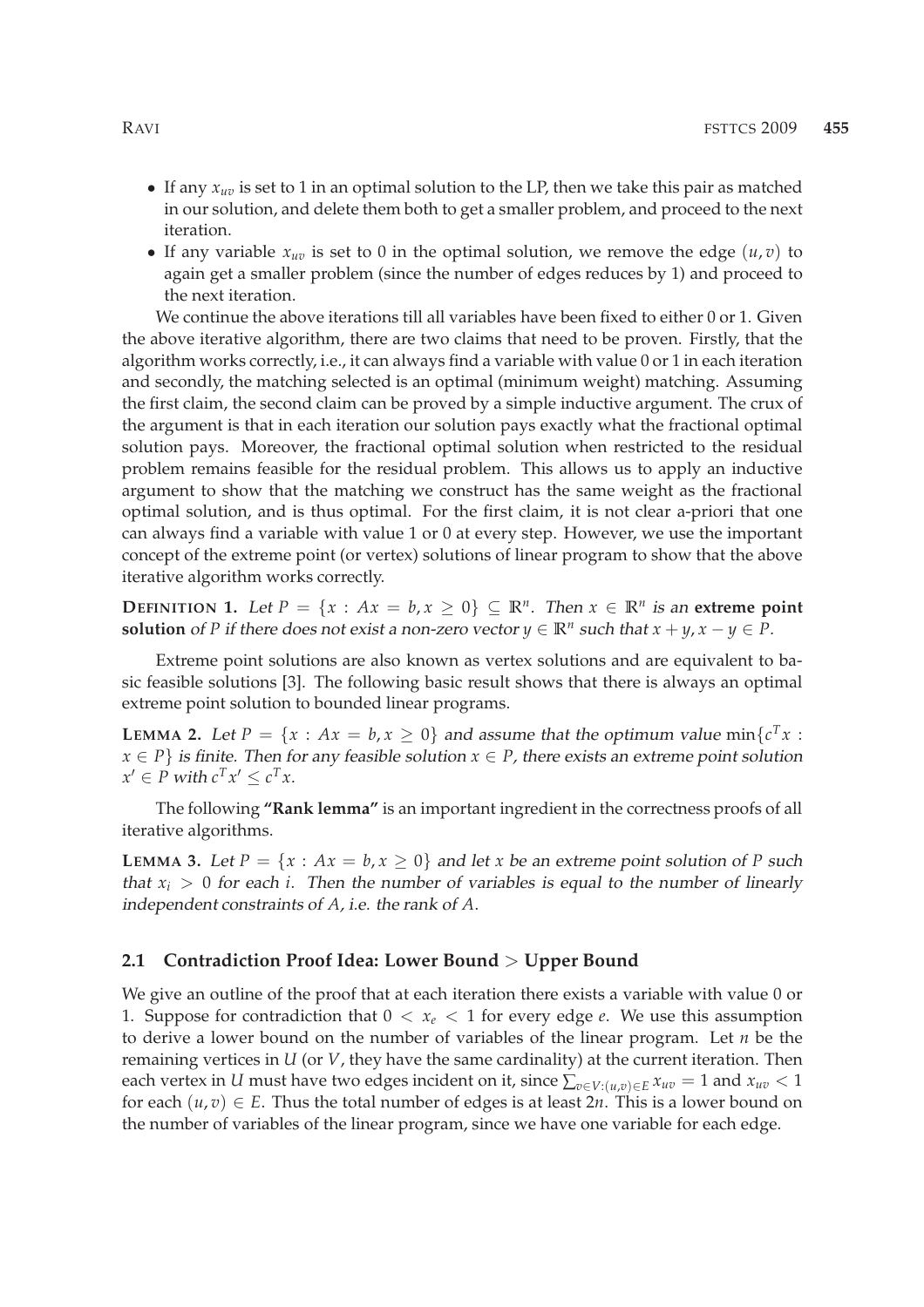- If any $x_{uv}$ is set to 1 in an optimal solution to the LP, then we take this pair as matched in our solution, and delete them both to get a smaller problem, and proceed to the next iteration.
- If any variable $x_{uv}$ is set to 0 in the optimal solution, we remove the edge $(u, v)$ to again get a smaller problem (since the number of edges reduces by 1) and proceed to the next iteration.

We continue the above iterations till all variables have been fixed to either 0 or 1. Given the above iterative algorithm, there are two claims that need to be proven. Firstly, that the algorithm works correctly, i.e., it can always find a variable with value 0 or 1 in each iteration and secondly, the matching selected is an optimal (minimum weight) matching. Assuming the first claim, the second claim can be proved by a simple inductive argument. The crux of the argument is that in each iteration our solution pays exactly what the fractional optimal solution pays. Moreover, the fractional optimal solution when restricted to the residual problem remains feasible for the residual problem. This allows us to apply an inductive argument to show that the matching we construct has the same weight as the fractional optimal solution, and is thus optimal. For the first claim, it is not clear a-priori that one can always find a variable with value 1 or 0 at every step. However, we use the important concept of the extreme point (or vertex) solutions of linear program to show that the above iterative algorithm works correctly.

**DEFINITION 1.** *Let $P = \{x : Ax = b, x \geq 0\} \subseteq \mathbb{R}^n$. Then $x \in \mathbb{R}^n$ is an* **extreme point solution** *of $P$ if there does not exist a non-zero vector $y \in \mathbb{R}^n$ such that $x + y, x - y \in P$.*

Extreme point solutions are also known as vertex solutions and are equivalent to basic feasible solutions [3]. The following basic result shows that there is always an optimal extreme point solution to bounded linear programs.

**LEMMA 2.** *Let $P = \{x : Ax = b, x \geq 0\}$ and assume that the optimum value $\min\{c^T x : x \in P\}$ is finite. Then for any feasible solution $x \in P$, there exists an extreme point solution $x' \in P$ with $c^T x' \leq c^T x$.*

The following **"Rank lemma"** is an important ingredient in the correctness proofs of all iterative algorithms.

**LEMMA 3.** *Let $P = \{x : Ax = b, x \geq 0\}$ and let $x$ be an extreme point solution of $P$ such that $x_i > 0$ for each $i$. Then the number of variables is equal to the number of linearly independent constraints of $A$, i.e. the rank of $A$.*

### 2.1 Contradiction Proof Idea: Lower Bound > Upper Bound

We give an outline of the proof that at each iteration there exists a variable with value 0 or 1. Suppose for contradiction that $0 < x_e < 1$ for every edge $e$. We use this assumption to derive a lower bound on the number of variables of the linear program. Let $n$ be the remaining vertices in $U$ (or $V$, they have the same cardinality) at the current iteration. Then each vertex in $U$ must have two edges incident on it, since $\sum_{v \in V:(u,v) \in E} x_{uv} = 1$ and $x_{uv} < 1$ for each $(u, v) \in E$. Thus the total number of edges is at least $2n$. This is a lower bound on the number of variables of the linear program, since we have one variable for each edge.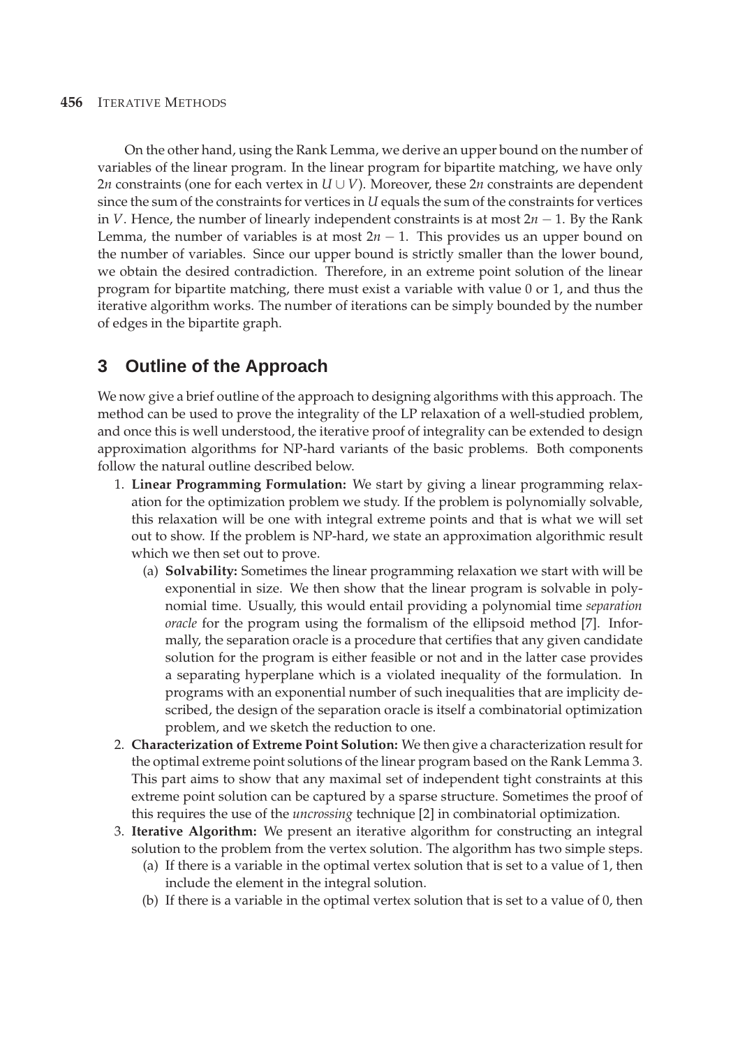On the other hand, using the Rank Lemma, we derive an upper bound on the number of variables of the linear program. In the linear program for bipartite matching, we have only $2n$ constraints (one for each vertex in $U \cup V$). Moreover, these $2n$ constraints are dependent since the sum of the constraints for vertices in $U$ equals the sum of the constraints for vertices in $V$. Hence, the number of linearly independent constraints is at most $2n - 1$. By the Rank Lemma, the number of variables is at most $2n - 1$. This provides us an upper bound on the number of variables. Since our upper bound is strictly smaller than the lower bound, we obtain the desired contradiction. Therefore, in an extreme point solution of the linear program for bipartite matching, there must exist a variable with value 0 or 1, and thus the iterative algorithm works. The number of iterations can be simply bounded by the number of edges in the bipartite graph.

## 3 Outline of the Approach

We now give a brief outline of the approach to designing algorithms with this approach. The method can be used to prove the integrality of the LP relaxation of a well-studied problem, and once this is well understood, the iterative proof of integrality can be extended to design approximation algorithms for NP-hard variants of the basic problems. Both components follow the natural outline described below.

1. **Linear Programming Formulation:** We start by giving a linear programming relaxation for the optimization problem we study. If the problem is polynomially solvable, this relaxation will be one with integral extreme points and that is what we will set out to show. If the problem is NP-hard, we state an approximation algorithmic result which we then set out to prove.
   (a) **Solvability:** Sometimes the linear programming relaxation we start with will be exponential in size. We then show that the linear program is solvable in polynomial time. Usually, this would entail providing a polynomial time *separation oracle* for the program using the formalism of the ellipsoid method [7]. Informally, the separation oracle is a procedure that certifies that any given candidate solution for the program is either feasible or not and in the latter case provides a separating hyperplane which is a violated inequality of the formulation. In programs with an exponential number of such inequalities that are implicity described, the design of the separation oracle is itself a combinatorial optimization problem, and we sketch the reduction to one.
2. **Characterization of Extreme Point Solution:** We then give a characterization result for the optimal extreme point solutions of the linear program based on the Rank Lemma 3. This part aims to show that any maximal set of independent tight constraints at this extreme point solution can be captured by a sparse structure. Sometimes the proof of this requires the use of the *uncrossing* technique [2] in combinatorial optimization.
3. **Iterative Algorithm:** We present an iterative algorithm for constructing an integral solution to the problem from the vertex solution. The algorithm has two simple steps.
   (a) If there is a variable in the optimal vertex solution that is set to a value of 1, then include the element in the integral solution.
   (b) If there is a variable in the optimal vertex solution that is set to a value of 0, then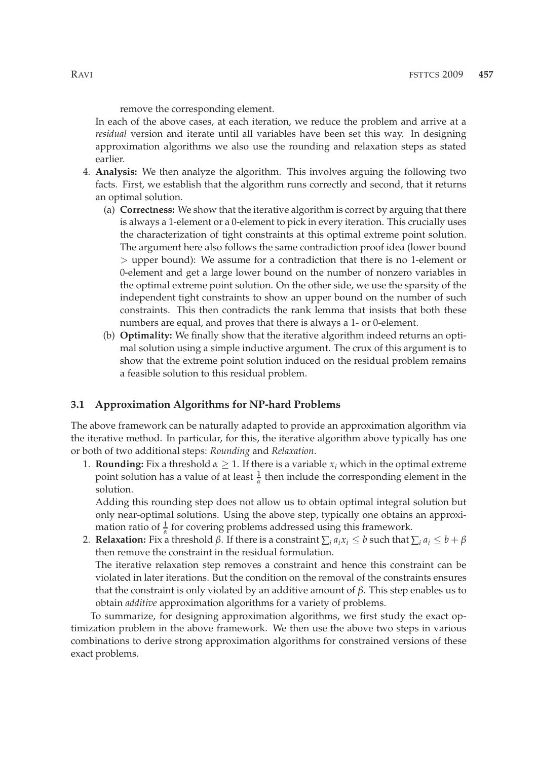remove the corresponding element.

In each of the above cases, at each iteration, we reduce the problem and arrive at a *residual* version and iterate until all variables have been set this way. In designing approximation algorithms we also use the rounding and relaxation steps as stated earlier.

4. **Analysis:** We then analyze the algorithm. This involves arguing the following two facts. First, we establish that the algorithm runs correctly and second, that it returns an optimal solution.
   (a) **Correctness:** We show that the iterative algorithm is correct by arguing that there is always a 1-element or a 0-element to pick in every iteration. This crucially uses the characterization of tight constraints at this optimal extreme point solution. The argument here also follows the same contradiction proof idea (lower bound $>$ upper bound): We assume for a contradiction that there is no 1-element or 0-element and get a large lower bound on the number of nonzero variables in the optimal extreme point solution. On the other side, we use the sparsity of the independent tight constraints to show an upper bound on the number of such constraints. This then contradicts the rank lemma that insists that both these numbers are equal, and proves that there is always a 1- or 0-element.
   (b) **Optimality:** We finally show that the iterative algorithm indeed returns an optimal solution using a simple inductive argument. The crux of this argument is to show that the extreme point solution induced on the residual problem remains a feasible solution to this residual problem.

### 3.1 Approximation Algorithms for NP-hard Problems

The above framework can be naturally adapted to provide an approximation algorithm via the iterative method. In particular, for this, the iterative algorithm above typically has one or both of two additional steps: *Rounding* and *Relaxation*.

1. **Rounding:** Fix a threshold $\alpha \geq 1$. If there is a variable $x_i$ which in the optimal extreme point solution has a value of at least $\frac{1}{\alpha}$ then include the corresponding element in the solution.
   Adding this rounding step does not allow us to obtain optimal integral solution but only near-optimal solutions. Using the above step, typically one obtains an approximation ratio of $\frac{1}{\alpha}$ for covering problems addressed using this framework.
2. **Relaxation:** Fix a threshold $\beta$. If there is a constraint $\sum_i a_i x_i \leq b$ such that $\sum_i a_i \leq b + \beta$ then remove the constraint in the residual formulation.
   The iterative relaxation step removes a constraint and hence this constraint can be violated in later iterations. But the condition on the removal of the constraints ensures that the constraint is only violated by an additive amount of $\beta$. This step enables us to obtain *additive* approximation algorithms for a variety of problems.

To summarize, for designing approximation algorithms, we first study the exact optimization problem in the above framework. We then use the above two steps in various combinations to derive strong approximation algorithms for constrained versions of these exact problems.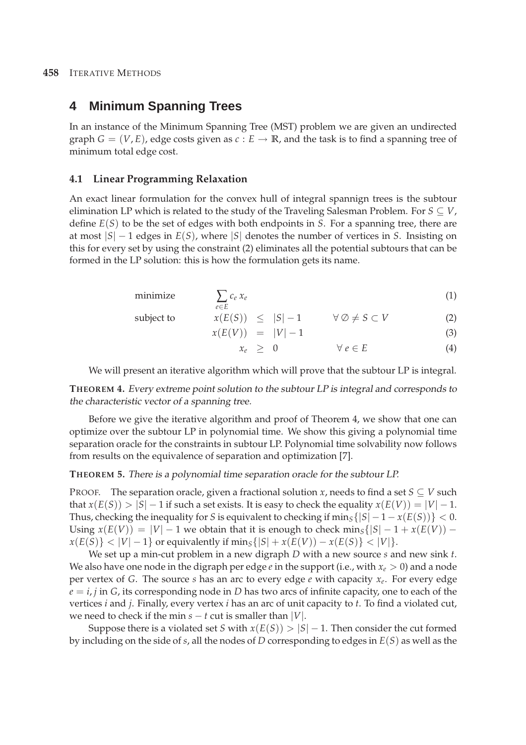## 4 Minimum Spanning Trees

In an instance of the Minimum Spanning Tree (MST) problem we are given an undirected graph $G = (V, E)$, edge costs given as $c : E \rightarrow \mathbb{R}$, and the task is to find a spanning tree of minimum total edge cost.

### 4.1 Linear Programming Relaxation

An exact linear formulation for the convex hull of integral spannign trees is the subtour elimination LP which is related to the study of the Traveling Salesman Problem. For $S \subseteq V$, define $E(S)$ to be the set of edges with both endpoints in $S$. For a spanning tree, there are at most $|S| - 1$ edges in $E(S)$, where $|S|$ denotes the number of vertices in $S$. Insisting on this for every set by using the constraint (2) eliminates all the potential subtours that can be formed in the LP solution: this is how the formulation gets its name.

$$\text{minimize} \quad \sum_{e \in E} c_e \, x_e \tag{1}$$

$$\text{subject to} \quad x(E(S)) \leq |S| - 1 \qquad \forall \, \emptyset \neq S \subset V \tag{2}$$

$$x(E(V)) = |V| - 1 \tag{3}$$

$$x_e \geq 0 \qquad \forall \, e \in E \tag{4}$$

We will present an iterative algorithm which will prove that the subtour LP is integral.

**THEOREM 4.** *Every extreme point solution to the subtour LP is integral and corresponds to the characteristic vector of a spanning tree.*

Before we give the iterative algorithm and proof of Theorem 4, we show that one can optimize over the subtour LP in polynomial time. We show this giving a polynomial time separation oracle for the constraints in subtour LP. Polynomial time solvability now follows from results on the equivalence of separation and optimization [7].

**THEOREM 5.** *There is a polynomial time separation oracle for the subtour LP.*

PROOF. The separation oracle, given a fractional solution $x$, needs to find a set $S \subseteq V$ such that $x(E(S)) > |S| - 1$ if such a set exists. It is easy to check the equality $x(E(V)) = |V| - 1$. Thus, checking the inequality for $S$ is equivalent to checking if $\min_S\{|S| - 1 - x(E(S))\} < 0$. Using $x(E(V)) = |V| - 1$ we obtain that it is enough to check $\min_S\{|S| - 1 + x(E(V)) - x(E(S)\} < |V| - 1\}$ or equivalently if $\min_S\{|S| + x(E(V)) - x(E(S)\} < |V|\}$.

We set up a min-cut problem in a new digraph $D$ with a new source $s$ and new sink $t$. We also have one node in the digraph per edge $e$ in the support (i.e., with $x_e > 0$) and a node per vertex of $G$. The source $s$ has an arc to every edge $e$ with capacity $x_e$. For every edge $e = i, j$ in $G$, its corresponding node in $D$ has two arcs of infinite capacity, one to each of the vertices $i$ and $j$. Finally, every vertex $i$ has an arc of unit capacity to $t$. To find a violated cut, we need to check if the min $s - t$ cut is smaller than $|V|$.

Suppose there is a violated set $S$ with $x(E(S)) > |S| - 1$. Then consider the cut formed by including on the side of $s$, all the nodes of $D$ corresponding to edges in $E(S)$ as well as the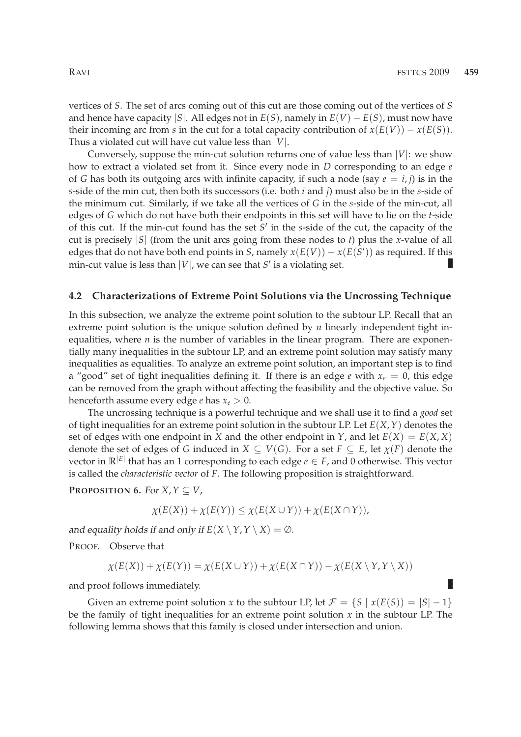vertices of $S$. The set of arcs coming out of this cut are those coming out of the vertices of $S$ and hence have capacity $|S|$. All edges not in $E(S)$, namely in $E(V) - E(S)$, must now have their incoming arc from $s$ in the cut for a total capacity contribution of $x(E(V)) - x(E(S))$. Thus a violated cut will have cut value less than $|V|$.

Conversely, suppose the min-cut solution returns one of value less than $|V|$: we show how to extract a violated set from it. Since every node in $D$ corresponding to an edge $e$ of $G$ has both its outgoing arcs with infinite capacity, if such a node (say $e = i, j$) is in the $s$-side of the min cut, then both its successors (i.e. both $i$ and $j$) must also be in the $s$-side of the minimum cut. Similarly, if we take all the vertices of $G$ in the $s$-side of the min-cut, all edges of $G$ which do not have both their endpoints in this set will have to lie on the $t$-side of this cut. If the min-cut found has the set $S'$ in the $s$-side of the cut, the capacity of the cut is precisely $|S|$ (from the unit arcs going from these nodes to $t$) plus the $x$-value of all edges that do not have both end points in $S$, namely $x(E(V)) - x(E(S'))$ as required. If this min-cut value is less than $|V|$, we can see that $S'$ is a violating set. ∎

### 4.2 Characterizations of Extreme Point Solutions via the Uncrossing Technique

In this subsection, we analyze the extreme point solution to the subtour LP. Recall that an extreme point solution is the unique solution defined by $n$ linearly independent tight inequalities, where $n$ is the number of variables in the linear program. There are exponentially many inequalities in the subtour LP, and an extreme point solution may satisfy many inequalities as equalities. To analyze an extreme point solution, an important step is to find a "good" set of tight inequalities defining it. If there is an edge $e$ with $x_e = 0$, this edge can be removed from the graph without affecting the feasibility and the objective value. So henceforth assume every edge $e$ has $x_e > 0$.

The uncrossing technique is a powerful technique and we shall use it to find a *good* set of tight inequalities for an extreme point solution in the subtour LP. Let $E(X, Y)$ denotes the set of edges with one endpoint in $X$ and the other endpoint in $Y$, and let $E(X) = E(X, X)$ denote the set of edges of $G$ induced in $X \subseteq V(G)$. For a set $F \subseteq E$, let $\chi(F)$ denote the vector in $\mathbb{R}^{|E|}$ that has an 1 corresponding to each edge $e \in F$, and 0 otherwise. This vector is called the *characteristic vector* of $F$. The following proposition is straightforward.

**PROPOSITION 6.** *For $X, Y \subseteq V$,*

$$\chi(E(X)) + \chi(E(Y)) \leq \chi(E(X \cup Y)) + \chi(E(X \cap Y)),$$

*and equality holds if and only if $E(X \setminus Y, Y \setminus X) = \emptyset$.*

PROOF. Observe that

$$\chi(E(X)) + \chi(E(Y)) = \chi(E(X \cup Y)) + \chi(E(X \cap Y)) - \chi(E(X \setminus Y, Y \setminus X))$$

and proof follows immediately. ∎

Given an extreme point solution $x$ to the subtour LP, let $\mathcal{F} = \{S \mid x(E(S)) = |S| - 1\}$ be the family of tight inequalities for an extreme point solution $x$ in the subtour LP. The following lemma shows that this family is closed under intersection and union.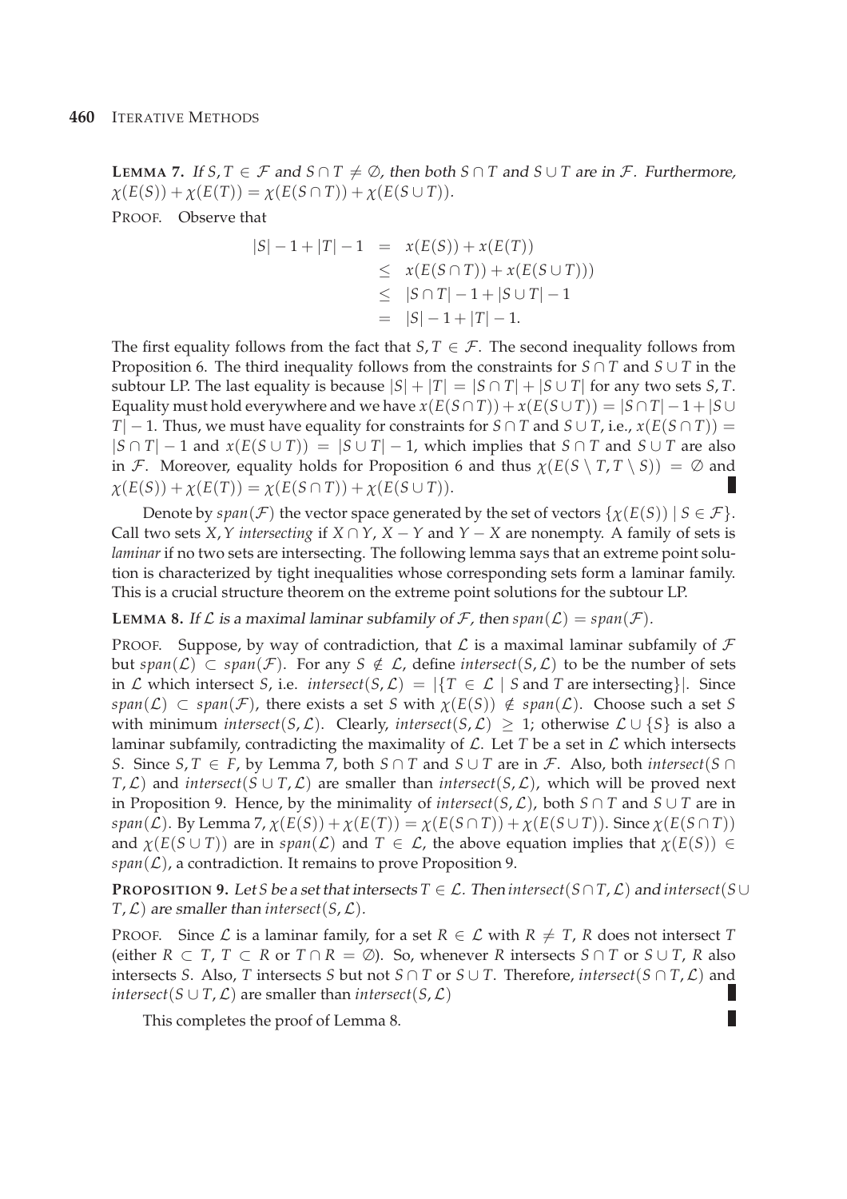**LEMMA 7.** *If $S, T \in \mathcal{F}$ and $S \cap T \neq \emptyset$, then both $S \cap T$ and $S \cup T$ are in $\mathcal{F}$. Furthermore, $\chi(E(S)) + \chi(E(T)) = \chi(E(S \cap T)) + \chi(E(S \cup T))$.*

PROOF. Observe that

$$
\begin{aligned}
|S| - 1 + |T| - 1 &= x(E(S)) + x(E(T)) \\
&\leq x(E(S \cap T)) + x(E(S \cup T))) \\
&\leq |S \cap T| - 1 + |S \cup T| - 1 \\
&= |S| - 1 + |T| - 1.
\end{aligned}
$$

The first equality follows from the fact that $S, T \in \mathcal{F}$. The second inequality follows from Proposition 6. The third inequality follows from the constraints for $S \cap T$ and $S \cup T$ in the subtour LP. The last equality is because $|S| + |T| = |S \cap T| + |S \cup T|$ for any two sets $S, T$. Equality must hold everywhere and we have $x(E(S \cap T)) + x(E(S \cup T)) = |S \cap T| - 1 + |S \cup T| - 1$. Thus, we must have equality for constraints for $S \cap T$ and $S \cup T$, i.e., $x(E(S \cap T)) = |S \cap T| - 1$ and $x(E(S \cup T)) = |S \cup T| - 1$, which implies that $S \cap T$ and $S \cup T$ are also in $\mathcal{F}$. Moreover, equality holds for Proposition 6 and thus $\chi(E(S \setminus T, T \setminus S)) = \emptyset$ and $\chi(E(S)) + \chi(E(T)) = \chi(E(S \cap T)) + \chi(E(S \cup T))$. ∎

Denote by $span(\mathcal{F})$ the vector space generated by the set of vectors $\{\chi(E(S)) \mid S \in \mathcal{F}\}$. Call two sets $X, Y$ *intersecting* if $X \cap Y$, $X - Y$ and $Y - X$ are nonempty. A family of sets is *laminar* if no two sets are intersecting. The following lemma says that an extreme point solution is characterized by tight inequalities whose corresponding sets form a laminar family. This is a crucial structure theorem on the extreme point solutions for the subtour LP.

**LEMMA 8.** *If $\mathcal{L}$ is a maximal laminar subfamily of $\mathcal{F}$, then $span(\mathcal{L}) = span(\mathcal{F})$.*

PROOF. Suppose, by way of contradiction, that $\mathcal{L}$ is a maximal laminar subfamily of $\mathcal{F}$ but $span(\mathcal{L}) \subset span(\mathcal{F})$. For any $S \notin \mathcal{L}$, define $intersect(S, \mathcal{L})$ to be the number of sets in $\mathcal{L}$ which intersect $S$, i.e. $intersect(S, \mathcal{L}) = |\{T \in \mathcal{L} \mid S \text{ and } T \text{ are intersecting}\}|$. Since $span(\mathcal{L}) \subset span(\mathcal{F})$, there exists a set $S$ with $\chi(E(S)) \notin span(\mathcal{L})$. Choose such a set $S$ with minimum $intersect(S, \mathcal{L})$. Clearly, $intersect(S, \mathcal{L}) \geq 1$; otherwise $\mathcal{L} \cup \{S\}$ is also a laminar subfamily, contradicting the maximality of $\mathcal{L}$. Let $T$ be a set in $\mathcal{L}$ which intersects $S$. Since $S, T \in F$, by Lemma 7, both $S \cap T$ and $S \cup T$ are in $\mathcal{F}$. Also, both $intersect(S \cap T, \mathcal{L})$ and $intersect(S \cup T, \mathcal{L})$ are smaller than $intersect(S, \mathcal{L})$, which will be proved next in Proposition 9. Hence, by the minimality of $intersect(S, \mathcal{L})$, both $S \cap T$ and $S \cup T$ are in $span(\mathcal{L})$. By Lemma 7, $\chi(E(S)) + \chi(E(T)) = \chi(E(S \cap T)) + \chi(E(S \cup T))$. Since $\chi(E(S \cap T))$ and $\chi(E(S \cup T))$ are in $span(\mathcal{L})$ and $T \in \mathcal{L}$, the above equation implies that $\chi(E(S)) \in span(\mathcal{L})$, a contradiction. It remains to prove Proposition 9.

**PROPOSITION 9.** *Let $S$ be a set that intersects $T \in \mathcal{L}$. Then $intersect(S \cap T, \mathcal{L})$ and $intersect(S \cup T, \mathcal{L})$ are smaller than $intersect(S, \mathcal{L})$.*

PROOF. Since $\mathcal{L}$ is a laminar family, for a set $R \in \mathcal{L}$ with $R \neq T$, $R$ does not intersect $T$ (either $R \subset T$, $T \subset R$ or $T \cap R = \emptyset$). So, whenever $R$ intersects $S \cap T$ or $S \cup T$, $R$ also intersects $S$. Also, $T$ intersects $S$ but not $S \cap T$ or $S \cup T$. Therefore, $intersect(S \cap T, \mathcal{L})$ and $intersect(S \cup T, \mathcal{L})$ are smaller than $intersect(S, \mathcal{L})$ ∎

This completes the proof of Lemma 8. ∎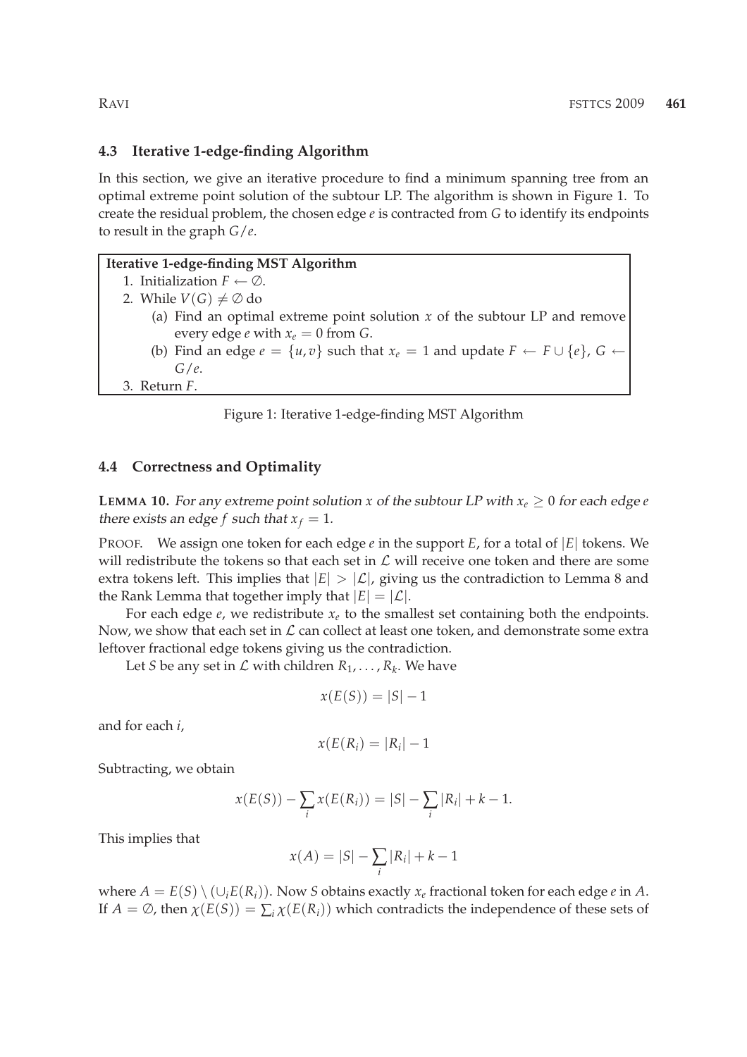### 4.3 Iterative 1-edge-finding Algorithm

In this section, we give an iterative procedure to find a minimum spanning tree from an optimal extreme point solution of the subtour LP. The algorithm is shown in Figure 1. To create the residual problem, the chosen edge $e$ is contracted from $G$ to identify its endpoints to result in the graph $G/e$.

**Iterative 1-edge-finding MST Algorithm**

1. Initialization $F \leftarrow \emptyset$.
2. While $V(G) \neq \emptyset$ do
   (a) Find an optimal extreme point solution $x$ of the subtour LP and remove every edge $e$ with $x_e = 0$ from $G$.
   (b) Find an edge $e = \{u, v\}$ such that $x_e = 1$ and update $F \leftarrow F \cup \{e\}$, $G \leftarrow G/e$.
3. Return $F$.

Figure 1: Iterative 1-edge-finding MST Algorithm

### 4.4 Correctness and Optimality

**LEMMA 10.** *For any extreme point solution $x$ of the subtour LP with $x_e \geq 0$ for each edge $e$ there exists an edge $f$ such that $x_f = 1$.*

PROOF. We assign one token for each edge $e$ in the support $E$, for a total of $|E|$ tokens. We will redistribute the tokens so that each set in $\mathcal{L}$ will receive one token and there are some extra tokens left. This implies that $|E| > |\mathcal{L}|$, giving us the contradiction to Lemma 8 and the Rank Lemma that together imply that $|E| = |\mathcal{L}|$.

For each edge $e$, we redistribute $x_e$ to the smallest set containing both the endpoints. Now, we show that each set in $\mathcal{L}$ can collect at least one token, and demonstrate some extra leftover fractional edge tokens giving us the contradiction.

Let $S$ be any set in $\mathcal{L}$ with children $R_1, \ldots, R_k$. We have

$$x(E(S)) = |S| - 1$$

and for each $i$,

$$x(E(R_i)) = |R_i| - 1$$

Subtracting, we obtain

$$x(E(S)) - \sum_i x(E(R_i)) = |S| - \sum_i |R_i| + k - 1.$$

This implies that

$$x(A) = |S| - \sum_i |R_i| + k - 1$$

where $A = E(S) \setminus (\cup_i E(R_i))$. Now $S$ obtains exactly $x_e$ fractional token for each edge $e$ in $A$. If $A = \emptyset$, then $\chi(E(S)) = \sum_i \chi(E(R_i))$ which contradicts the independence of these sets of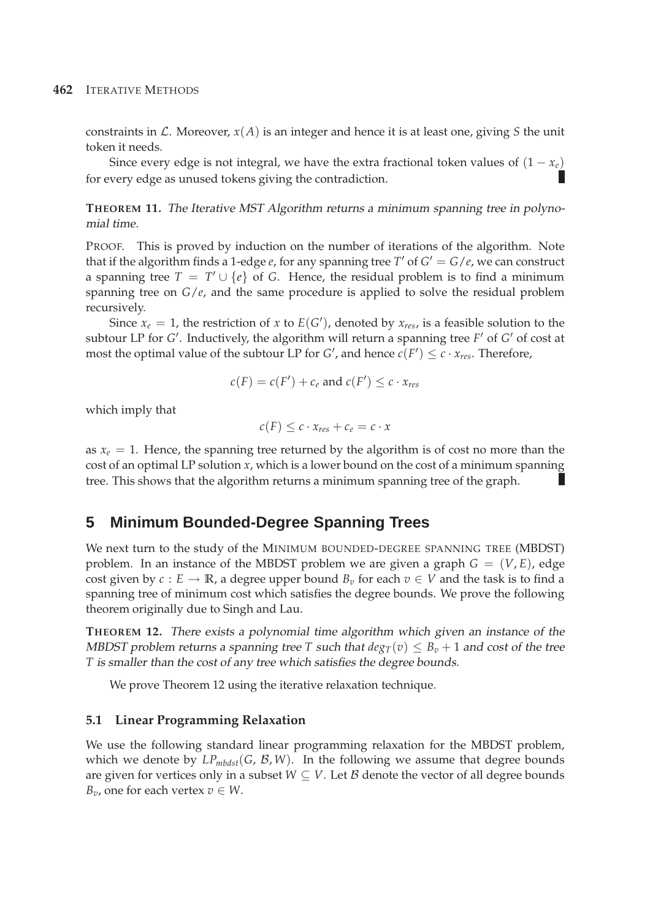constraints in $\mathcal{L}$. Moreover, $x(A)$ is an integer and hence it is at least one, giving $S$ the unit token it needs.

Since every edge is not integral, we have the extra fractional token values of $(1 - x_e)$ for every edge as unused tokens giving the contradiction. ∎

**THEOREM 11.** *The Iterative MST Algorithm returns a minimum spanning tree in polynomial time.*

PROOF. This is proved by induction on the number of iterations of the algorithm. Note that if the algorithm finds a 1-edge $e$, for any spanning tree $T'$ of $G' = G/e$, we can construct a spanning tree $T = T' \cup \{e\}$ of $G$. Hence, the residual problem is to find a minimum spanning tree on $G/e$, and the same procedure is applied to solve the residual problem recursively.

Since $x_e = 1$, the restriction of $x$ to $E(G')$, denoted by $x_{res}$, is a feasible solution to the subtour LP for $G'$. Inductively, the algorithm will return a spanning tree $F'$ of $G'$ of cost at most the optimal value of the subtour LP for $G'$, and hence $c(F') \leq c \cdot x_{res}$. Therefore,

$$c(F) = c(F') + c_e \text{ and } c(F') \leq c \cdot x_{res}$$

which imply that

$$c(F) \leq c \cdot x_{res} + c_e = c \cdot x$$

as $x_e = 1$. Hence, the spanning tree returned by the algorithm is of cost no more than the cost of an optimal LP solution $x$, which is a lower bound on the cost of a minimum spanning tree. This shows that the algorithm returns a minimum spanning tree of the graph. ∎

## 5 Minimum Bounded-Degree Spanning Trees

We next turn to the study of the MINIMUM BOUNDED-DEGREE SPANNING TREE (MBDST) problem. In an instance of the MBDST problem we are given a graph $G = (V, E)$, edge cost given by $c : E \rightarrow \mathbb{R}$, a degree upper bound $B_v$ for each $v \in V$ and the task is to find a spanning tree of minimum cost which satisfies the degree bounds. We prove the following theorem originally due to Singh and Lau.

**THEOREM 12.** *There exists a polynomial time algorithm which given an instance of the MBDST problem returns a spanning tree $T$ such that $deg_T(v) \leq B_v + 1$ and cost of the tree $T$ is smaller than the cost of any tree which satisfies the degree bounds.*

We prove Theorem 12 using the iterative relaxation technique.

### 5.1 Linear Programming Relaxation

We use the following standard linear programming relaxation for the MBDST problem, which we denote by $LP_{mbdst}(G, \mathcal{B}, W)$. In the following we assume that degree bounds are given for vertices only in a subset $W \subseteq V$. Let $\mathcal{B}$ denote the vector of all degree bounds $B_v$, one for each vertex $v \in W$.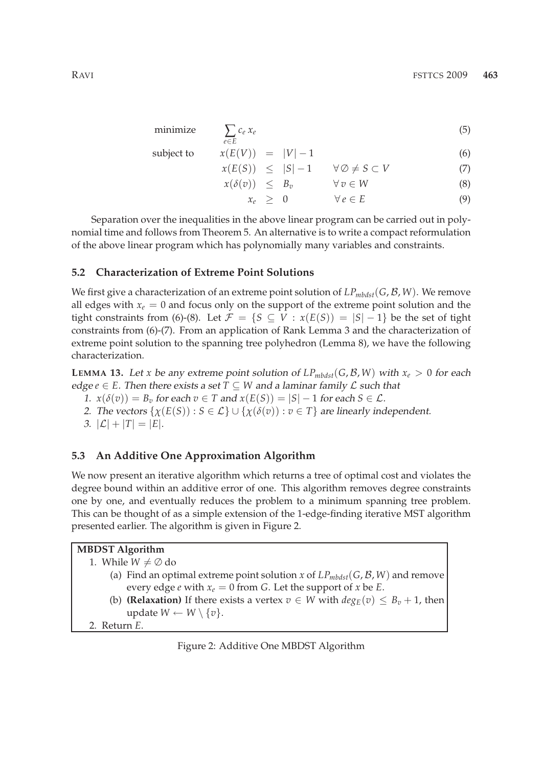$$
\begin{array}{lrcll}
\text{minimize} & \displaystyle\sum_{e \in E} c_e\, x_e & & & (5)\\
\text{subject to} & x(E(V)) & = & |V| - 1 & (6)\\
& x(E(S)) & \leq & |S| - 1 \qquad \forall \emptyset \neq S \subset V & (7)\\
& x(\delta(v)) & \leq & B_v \qquad \forall\, v \in W & (8)\\
& x_e & \geq & 0 \qquad \forall\, e \in E & (9)
\end{array}
$$

Separation over the inequalities in the above linear program can be carried out in polynomial time and follows from Theorem 5. An alternative is to write a compact reformulation of the above linear program which has polynomially many variables and constraints.

### 5.2 Characterization of Extreme Point Solutions

We first give a characterization of an extreme point solution of $LP_{mbdst}(G, \mathcal{B}, W)$. We remove all edges with $x_e = 0$ and focus only on the support of the extreme point solution and the tight constraints from (6)-(8). Let $\mathcal{F} = \{S \subseteq V : x(E(S)) = |S| - 1\}$ be the set of tight constraints from (6)-(7). From an application of Rank Lemma 3 and the characterization of extreme point solution to the spanning tree polyhedron (Lemma 8), we have the following characterization.

**LEMMA 13.** *Let $x$ be any extreme point solution of $LP_{mbdst}(G, \mathcal{B}, W)$ with $x_e > 0$ for each edge $e \in E$. Then there exists a set $T \subseteq W$ and a laminar family $\mathcal{L}$ such that*

1. *$x(\delta(v)) = B_v$ for each $v \in T$ and $x(E(S)) = |S| - 1$ for each $S \in \mathcal{L}$.*
2. *The vectors $\{\chi(E(S)) : S \in \mathcal{L}\} \cup \{\chi(\delta(v)) : v \in T\}$ are linearly independent.*
3. *$|\mathcal{L}| + |T| = |E|$.*

### 5.3 An Additive One Approximation Algorithm

We now present an iterative algorithm which returns a tree of optimal cost and violates the degree bound within an additive error of one. This algorithm removes degree constraints one by one, and eventually reduces the problem to a minimum spanning tree problem. This can be thought of as a simple extension of the 1-edge-finding iterative MST algorithm presented earlier. The algorithm is given in Figure 2.

**MBDST Algorithm**

1. While $W \neq \emptyset$ do
   - (a) Find an optimal extreme point solution $x$ of $LP_{mbdst}(G, \mathcal{B}, W)$ and remove every edge $e$ with $x_e = 0$ from $G$. Let the support of $x$ be $E$.
   - (b) **(Relaxation)** If there exists a vertex $v \in W$ with $deg_E(v) \leq B_v + 1$, then update $W \leftarrow W \setminus \{v\}$.
2. Return $E$.

Figure 2: Additive One MBDST Algorithm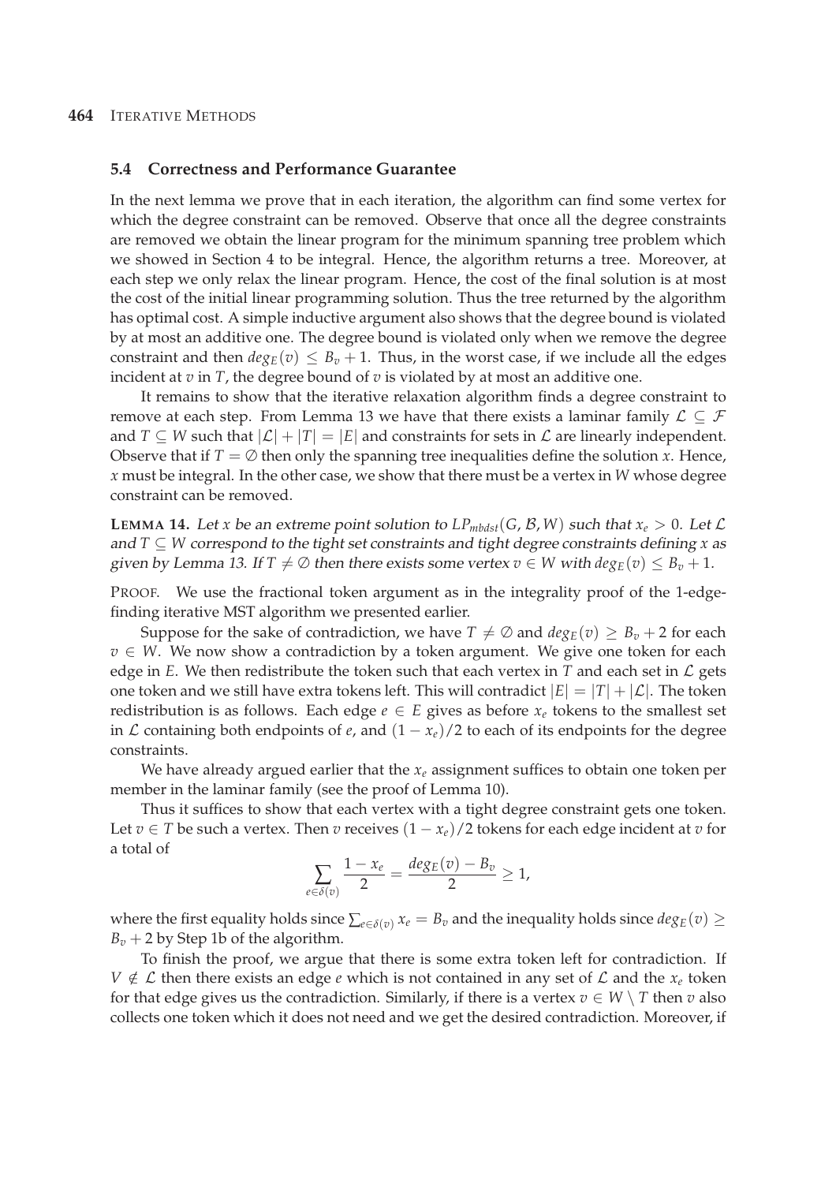### 5.4 Correctness and Performance Guarantee

In the next lemma we prove that in each iteration, the algorithm can find some vertex for which the degree constraint can be removed. Observe that once all the degree constraints are removed we obtain the linear program for the minimum spanning tree problem which we showed in Section 4 to be integral. Hence, the algorithm returns a tree. Moreover, at each step we only relax the linear program. Hence, the cost of the final solution is at most the cost of the initial linear programming solution. Thus the tree returned by the algorithm has optimal cost. A simple inductive argument also shows that the degree bound is violated by at most an additive one. The degree bound is violated only when we remove the degree constraint and then $deg_E(v) \leq B_v + 1$. Thus, in the worst case, if we include all the edges incident at $v$ in $T$, the degree bound of $v$ is violated by at most an additive one.

It remains to show that the iterative relaxation algorithm finds a degree constraint to remove at each step. From Lemma 13 we have that there exists a laminar family $\mathcal{L} \subseteq \mathcal{F}$ and $T \subseteq W$ such that $|\mathcal{L}| + |T| = |E|$ and constraints for sets in $\mathcal{L}$ are linearly independent. Observe that if $T = \emptyset$ then only the spanning tree inequalities define the solution $x$. Hence, $x$ must be integral. In the other case, we show that there must be a vertex in $W$ whose degree constraint can be removed.

**Lemma 14.** *Let $x$ be an extreme point solution to $LP_{mbdst}(G, \mathcal{B}, W)$ such that $x_e > 0$. Let $\mathcal{L}$ and $T \subseteq W$ correspond to the tight set constraints and tight degree constraints defining $x$ as given by Lemma 13. If $T \neq \emptyset$ then there exists some vertex $v \in W$ with $deg_E(v) \leq B_v + 1$.*

Proof. We use the fractional token argument as in the integrality proof of the 1-edge-finding iterative MST algorithm we presented earlier.

Suppose for the sake of contradiction, we have $T \neq \emptyset$ and $deg_E(v) \geq B_v + 2$ for each $v \in W$. We now show a contradiction by a token argument. We give one token for each edge in $E$. We then redistribute the token such that each vertex in $T$ and each set in $\mathcal{L}$ gets one token and we still have extra tokens left. This will contradict $|E| = |T| + |\mathcal{L}|$. The token redistribution is as follows. Each edge $e \in E$ gives as before $x_e$ tokens to the smallest set in $\mathcal{L}$ containing both endpoints of $e$, and $(1 - x_e)/2$ to each of its endpoints for the degree constraints.

We have already argued earlier that the $x_e$ assignment suffices to obtain one token per member in the laminar family (see the proof of Lemma 10).

Thus it suffices to show that each vertex with a tight degree constraint gets one token. Let $v \in T$ be such a vertex. Then $v$ receives $(1 - x_e)/2$ tokens for each edge incident at $v$ for a total of

$$\sum_{e \in \delta(v)} \frac{1 - x_e}{2} = \frac{deg_E(v) - B_v}{2} \geq 1,$$

where the first equality holds since $\sum_{e \in \delta(v)} x_e = B_v$ and the inequality holds since $deg_E(v) \geq B_v + 2$ by Step 1b of the algorithm.

To finish the proof, we argue that there is some extra token left for contradiction. If $V \notin \mathcal{L}$ then there exists an edge $e$ which is not contained in any set of $\mathcal{L}$ and the $x_e$ token for that edge gives us the contradiction. Similarly, if there is a vertex $v \in W \setminus T$ then $v$ also collects one token which it does not need and we get the desired contradiction. Moreover, if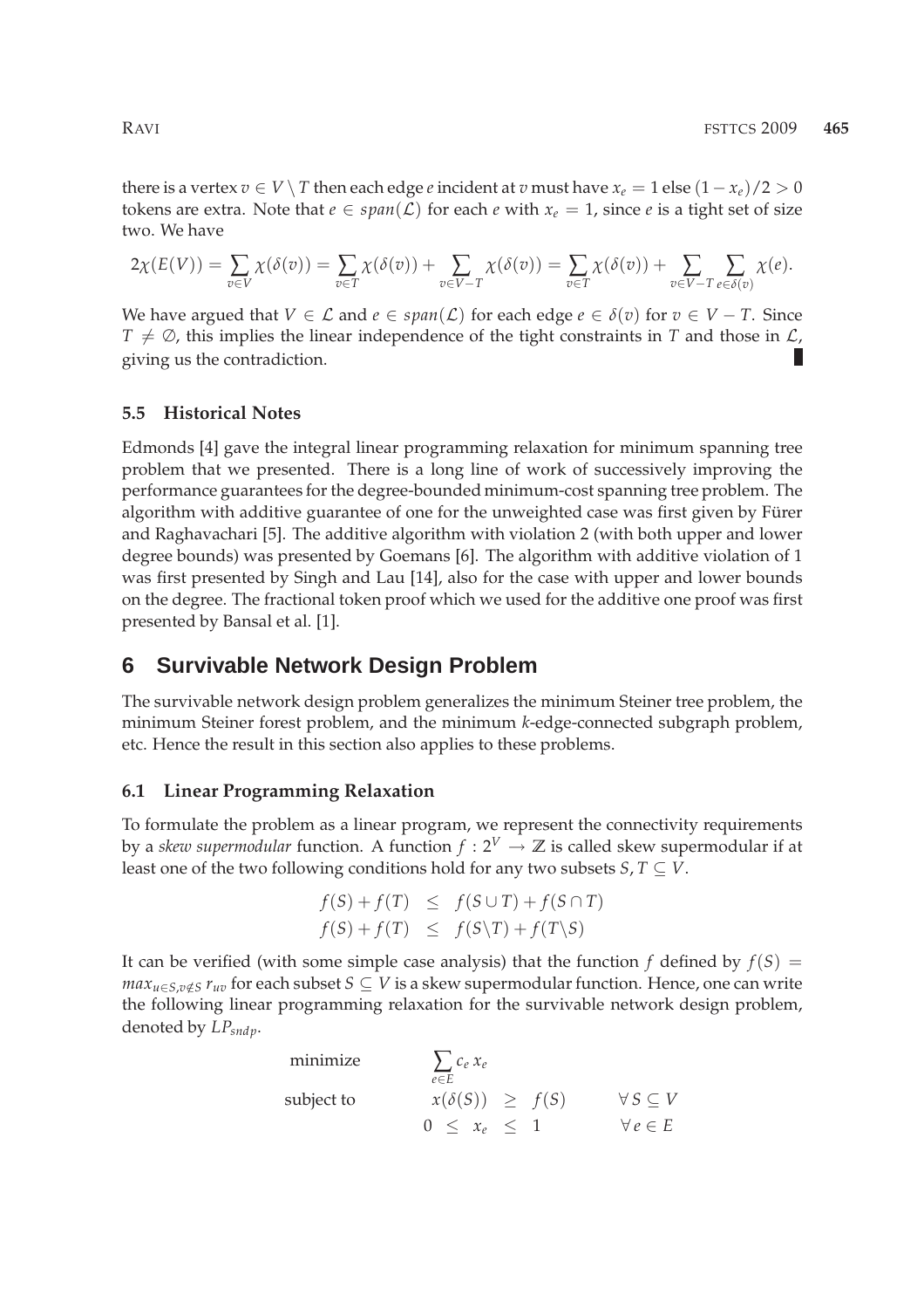there is a vertex $v \in V \setminus T$ then each edge $e$ incident at $v$ must have $x_e = 1$ else $(1 - x_e)/2 > 0$ tokens are extra. Note that $e \in span(\mathcal{L})$ for each $e$ with $x_e = 1$, since $e$ is a tight set of size two. We have

$$2\chi(E(V)) = \sum_{v \in V} \chi(\delta(v)) = \sum_{v \in T} \chi(\delta(v)) + \sum_{v \in V-T} \chi(\delta(v)) = \sum_{v \in T} \chi(\delta(v)) + \sum_{v \in V-T} \sum_{e \in \delta(v)} \chi(e).$$

We have argued that $V \in \mathcal{L}$ and $e \in span(\mathcal{L})$ for each edge $e \in \delta(v)$ for $v \in V - T$. Since $T \neq \emptyset$, this implies the linear independence of the tight constraints in $T$ and those in $\mathcal{L}$, giving us the contradiction. ∎

### 5.5 Historical Notes

Edmonds [4] gave the integral linear programming relaxation for minimum spanning tree problem that we presented. There is a long line of work of successively improving the performance guarantees for the degree-bounded minimum-cost spanning tree problem. The algorithm with additive guarantee of one for the unweighted case was first given by Fürer and Raghavachari [5]. The additive algorithm with violation 2 (with both upper and lower degree bounds) was presented by Goemans [6]. The algorithm with additive violation of 1 was first presented by Singh and Lau [14], also for the case with upper and lower bounds on the degree. The fractional token proof which we used for the additive one proof was first presented by Bansal et al. [1].

## 6 Survivable Network Design Problem

The survivable network design problem generalizes the minimum Steiner tree problem, the minimum Steiner forest problem, and the minimum $k$-edge-connected subgraph problem, etc. Hence the result in this section also applies to these problems.

### 6.1 Linear Programming Relaxation

To formulate the problem as a linear program, we represent the connectivity requirements by a *skew supermodular* function. A function $f : 2^V \to \mathbb{Z}$ is called skew supermodular if at least one of the two following conditions hold for any two subsets $S, T \subseteq V$.

$$\begin{aligned} f(S) + f(T) &\leq f(S \cup T) + f(S \cap T) \\ f(S) + f(T) &\leq f(S \setminus T) + f(T \setminus S) \end{aligned}$$

It can be verified (with some simple case analysis) that the function $f$ defined by $f(S) = max_{u \in S, v \notin S} r_{uv}$ for each subset $S \subseteq V$ is a skew supermodular function. Hence, one can write the following linear programming relaxation for the survivable network design problem, denoted by $LP_{sndp}$.

$$\begin{array}{lrcll} \text{minimize} & \displaystyle\sum_{e \in E} c_e x_e & & & \\ \text{subject to} & x(\delta(S)) & \geq & f(S) & \forall S \subseteq V \\ & 0 \leq x_e & \leq & 1 & \forall e \in E \end{array}$$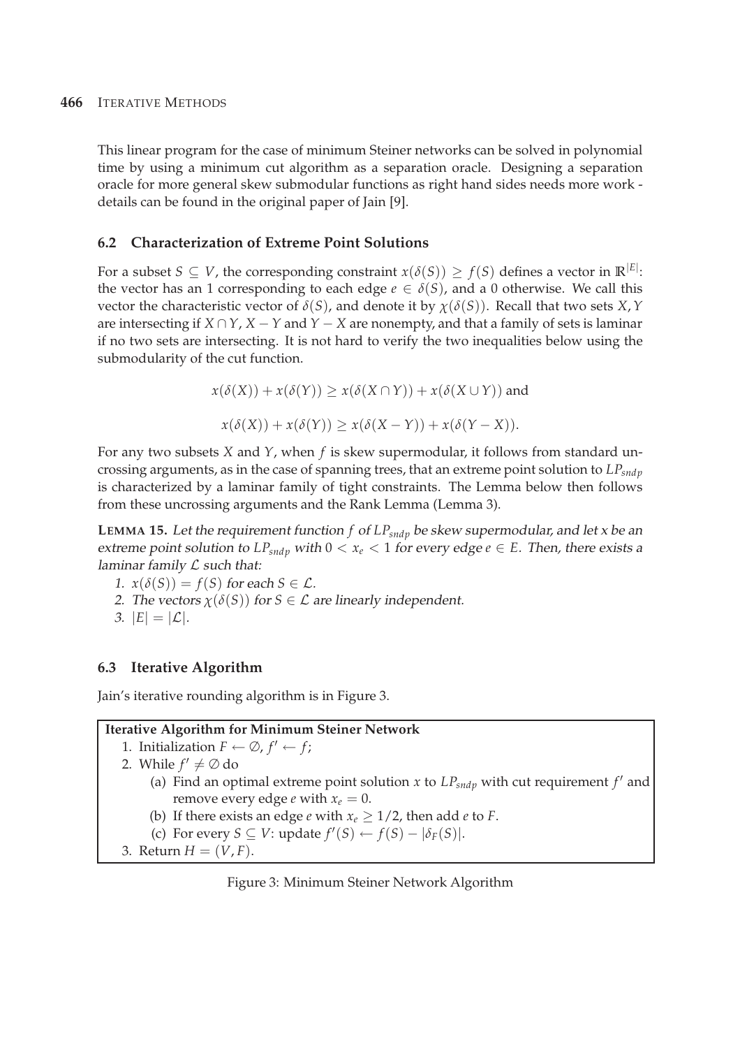This linear program for the case of minimum Steiner networks can be solved in polynomial time by using a minimum cut algorithm as a separation oracle. Designing a separation oracle for more general skew submodular functions as right hand sides needs more work - details can be found in the original paper of Jain [9].

### 6.2 Characterization of Extreme Point Solutions

For a subset $S \subseteq V$, the corresponding constraint $x(\delta(S)) \geq f(S)$ defines a vector in $\mathbb{R}^{|E|}$: the vector has an 1 corresponding to each edge $e \in \delta(S)$, and a 0 otherwise. We call this vector the characteristic vector of $\delta(S)$, and denote it by $\chi(\delta(S))$. Recall that two sets $X, Y$ are intersecting if $X \cap Y$, $X - Y$ and $Y - X$ are nonempty, and that a family of sets is laminar if no two sets are intersecting. It is not hard to verify the two inequalities below using the submodularity of the cut function.

$$x(\delta(X)) + x(\delta(Y)) \geq x(\delta(X \cap Y)) + x(\delta(X \cup Y)) \text{ and}$$

$$x(\delta(X)) + x(\delta(Y)) \geq x(\delta(X - Y)) + x(\delta(Y - X)).$$

For any two subsets $X$ and $Y$, when $f$ is skew supermodular, it follows from standard uncrossing arguments, as in the case of spanning trees, that an extreme point solution to $LP_{sndp}$ is characterized by a laminar family of tight constraints. The Lemma below then follows from these uncrossing arguments and the Rank Lemma (Lemma 3).

**LEMMA 15.** *Let the requirement function $f$ of $LP_{sndp}$ be skew supermodular, and let $x$ be an extreme point solution to $LP_{sndp}$ with $0 < x_e < 1$ for every edge $e \in E$. Then, there exists a laminar family $\mathcal{L}$ such that:*

1. *$x(\delta(S)) = f(S)$ for each $S \in \mathcal{L}$.*
2. *The vectors $\chi(\delta(S))$ for $S \in \mathcal{L}$ are linearly independent.*
3. *$|E| = |\mathcal{L}|$.*

### 6.3 Iterative Algorithm

Jain's iterative rounding algorithm is in Figure 3.

**Iterative Algorithm for Minimum Steiner Network**

1. Initialization $F \leftarrow \emptyset$, $f' \leftarrow f$;
2. While $f' \neq \emptyset$ do
   (a) Find an optimal extreme point solution $x$ to $LP_{sndp}$ with cut requirement $f'$ and remove every edge $e$ with $x_e = 0$.
   (b) If there exists an edge $e$ with $x_e \geq 1/2$, then add $e$ to $F$.
   (c) For every $S \subseteq V$: update $f'(S) \leftarrow f(S) - |\delta_F(S)|$.
3. Return $H = (V, F)$.

Figure 3: Minimum Steiner Network Algorithm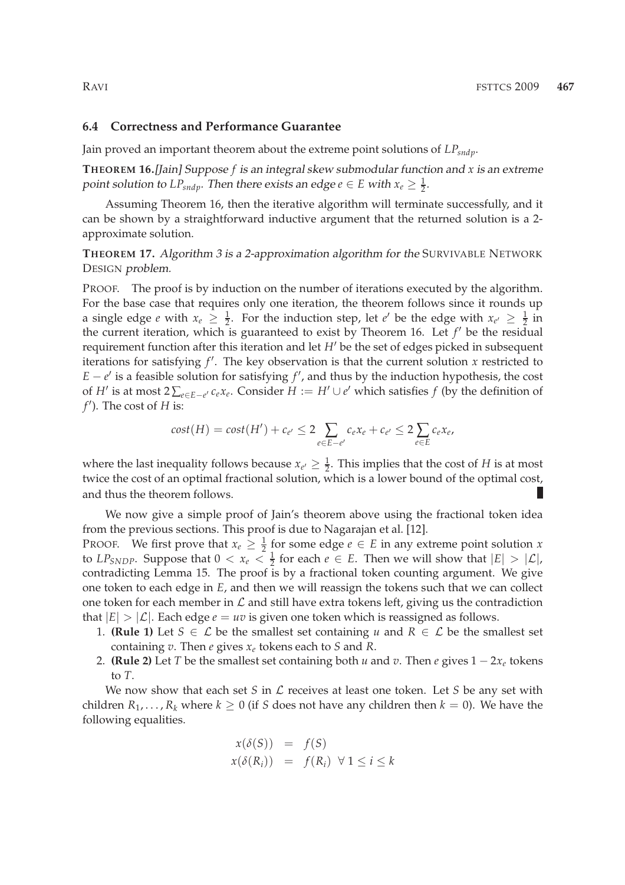### 6.4 Correctness and Performance Guarantee

Jain proved an important theorem about the extreme point solutions of $LP_{sndp}$.

**THEOREM 16.** *[Jain] Suppose $f$ is an integral skew submodular function and $x$ is an extreme point solution to $LP_{sndp}$. Then there exists an edge $e \in E$ with $x_e \geq \frac{1}{2}$.*

Assuming Theorem 16, then the iterative algorithm will terminate successfully, and it can be shown by a straightforward inductive argument that the returned solution is a 2-approximate solution.

**THEOREM 17.** *Algorithm 3 is a 2-approximation algorithm for the* SURVIVABLE NETWORK DESIGN *problem.*

PROOF. The proof is by induction on the number of iterations executed by the algorithm. For the base case that requires only one iteration, the theorem follows since it rounds up a single edge $e$ with $x_e \geq \frac{1}{2}$. For the induction step, let $e'$ be the edge with $x_{e'} \geq \frac{1}{2}$ in the current iteration, which is guaranteed to exist by Theorem 16. Let $f'$ be the residual requirement function after this iteration and let $H'$ be the set of edges picked in subsequent iterations for satisfying $f'$. The key observation is that the current solution $x$ restricted to $E - e'$ is a feasible solution for satisfying $f'$, and thus by the induction hypothesis, the cost of $H'$ is at most $2\sum_{e \in E-e'} c_e x_e$. Consider $H := H' \cup e'$ which satisfies $f$ (by the definition of $f'$). The cost of $H$ is:

$$cost(H) = cost(H') + c_{e'} \leq 2 \sum_{e \in E-e'} c_e x_e + c_{e'} \leq 2 \sum_{e \in E} c_e x_e,$$

where the last inequality follows because $x_{e'} \geq \frac{1}{2}$. This implies that the cost of $H$ is at most twice the cost of an optimal fractional solution, which is a lower bound of the optimal cost, and thus the theorem follows. ∎

We now give a simple proof of Jain's theorem above using the fractional token idea from the previous sections. This proof is due to Nagarajan et al. [12].

PROOF. We first prove that $x_e \geq \frac{1}{2}$ for some edge $e \in E$ in any extreme point solution $x$ to $LP_{SNDP}$. Suppose that $0 < x_e < \frac{1}{2}$ for each $e \in E$. Then we will show that $|E| > |\mathcal{L}|$, contradicting Lemma 15. The proof is by a fractional token counting argument. We give one token to each edge in $E$, and then we will reassign the tokens such that we can collect one token for each member in $\mathcal{L}$ and still have extra tokens left, giving us the contradiction that $|E| > |\mathcal{L}|$. Each edge $e = uv$ is given one token which is reassigned as follows.

1. **(Rule 1)** Let $S \in \mathcal{L}$ be the smallest set containing $u$ and $R \in \mathcal{L}$ be the smallest set containing $v$. Then $e$ gives $x_e$ tokens each to $S$ and $R$.
2. **(Rule 2)** Let $T$ be the smallest set containing both $u$ and $v$. Then $e$ gives $1 - 2x_e$ tokens to $T$.

We now show that each set $S$ in $\mathcal{L}$ receives at least one token. Let $S$ be any set with children $R_1, \ldots, R_k$ where $k \geq 0$ (if $S$ does not have any children then $k = 0$). We have the following equalities.

$$\begin{aligned} x(\delta(S)) &= f(S) \\ x(\delta(R_i)) &= f(R_i) \ \ \forall\, 1 \leq i \leq k \end{aligned}$$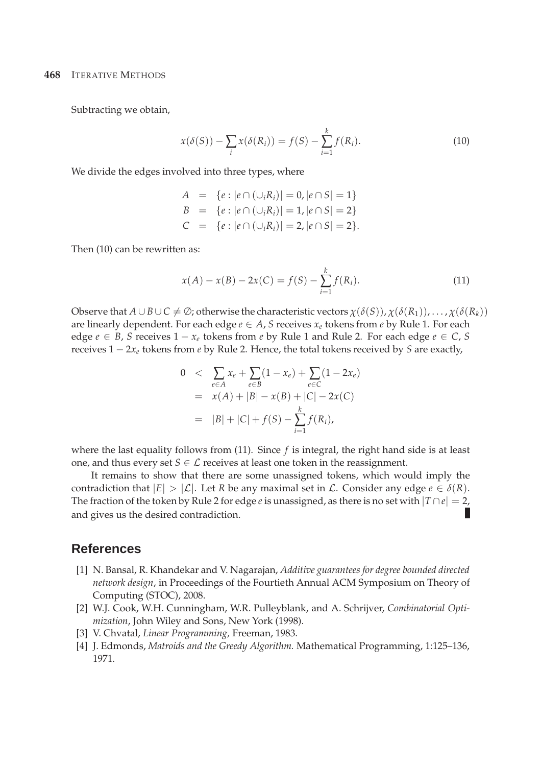Subtracting we obtain,

$$x(\delta(S)) - \sum_i x(\delta(R_i)) = f(S) - \sum_{i=1}^{k} f(R_i). \tag{10}$$

We divide the edges involved into three types, where

$$\begin{aligned} A &= \{e : |e \cap (\cup_i R_i)| = 0, |e \cap S| = 1\} \\ B &= \{e : |e \cap (\cup_i R_i)| = 1, |e \cap S| = 2\} \\ C &= \{e : |e \cap (\cup_i R_i)| = 2, |e \cap S| = 2\}. \end{aligned}$$

Then (10) can be rewritten as:

$$x(A) - x(B) - 2x(C) = f(S) - \sum_{i=1}^{k} f(R_i). \tag{11}$$

Observe that $A \cup B \cup C \neq \emptyset$; otherwise the characteristic vectors $\chi(\delta(S)), \chi(\delta(R_1)), \ldots, \chi(\delta(R_k))$ are linearly dependent. For each edge $e \in A$, $S$ receives $x_e$ tokens from $e$ by Rule 1. For each edge $e \in B$, $S$ receives $1 - x_e$ tokens from $e$ by Rule 1 and Rule 2. For each edge $e \in C$, $S$ receives $1 - 2x_e$ tokens from $e$ by Rule 2. Hence, the total tokens received by $S$ are exactly,

$$\begin{aligned} 0 &< \sum_{e \in A} x_e + \sum_{e \in B}(1 - x_e) + \sum_{e \in C}(1 - 2x_e) \\ &= x(A) + |B| - x(B) + |C| - 2x(C) \\ &= |B| + |C| + f(S) - \sum_{i=1}^{k} f(R_i), \end{aligned}$$

where the last equality follows from (11). Since $f$ is integral, the right hand side is at least one, and thus every set $S \in \mathcal{L}$ receives at least one token in the reassignment.

It remains to show that there are some unassigned tokens, which would imply the contradiction that $|E| > |\mathcal{L}|$. Let $R$ be any maximal set in $\mathcal{L}$. Consider any edge $e \in \delta(R)$. The fraction of the token by Rule 2 for edge $e$ is unassigned, as there is no set with $|T \cap e| = 2$, and gives us the desired contradiction. ∎

## References

[1] N. Bansal, R. Khandekar and V. Nagarajan, *Additive guarantees for degree bounded directed network design*, in Proceedings of the Fourtieth Annual ACM Symposium on Theory of Computing (STOC), 2008.

[2] W.J. Cook, W.H. Cunningham, W.R. Pulleyblank, and A. Schrijver, *Combinatorial Optimization*, John Wiley and Sons, New York (1998).

[3] V. Chvatal, *Linear Programming,* Freeman, 1983.

[4] J. Edmonds, *Matroids and the Greedy Algorithm.* Mathematical Programming, 1:125–136, 1971.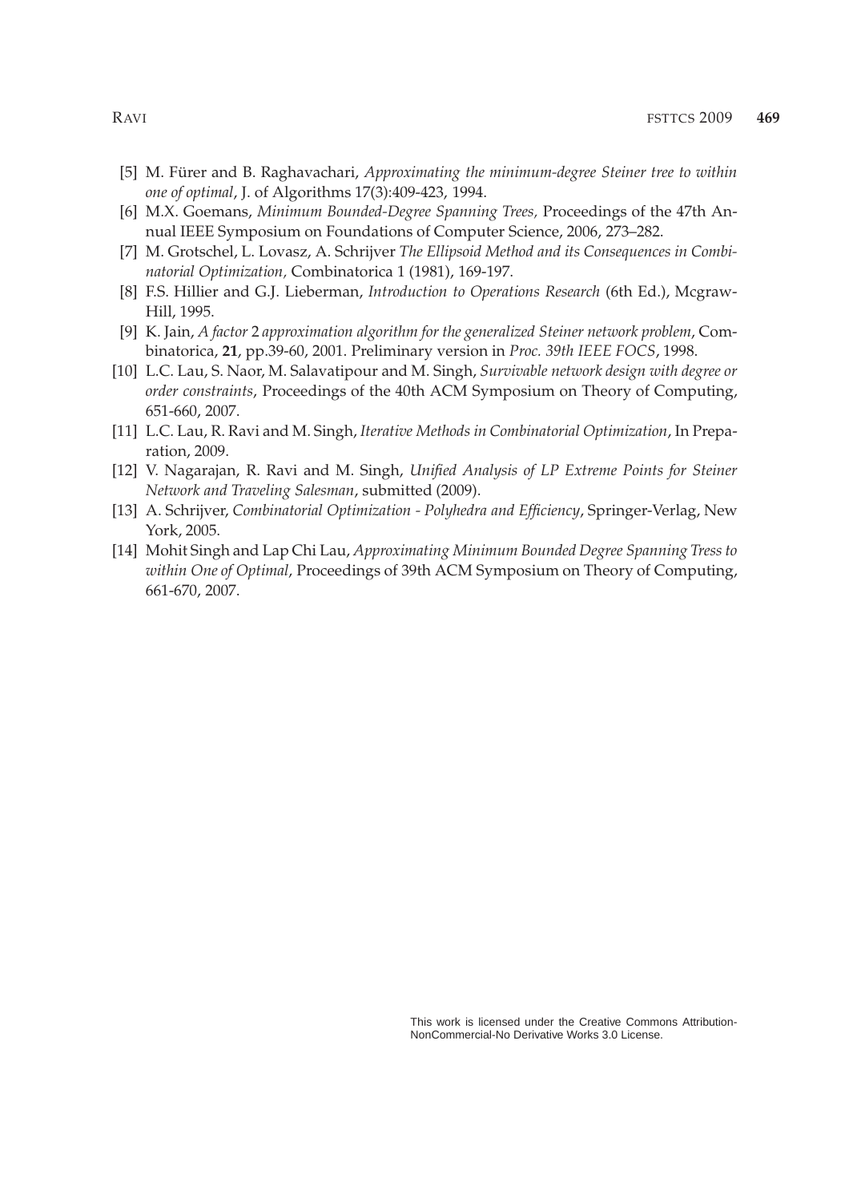[5] M. Fürer and B. Raghavachari, *Approximating the minimum-degree Steiner tree to within one of optimal*, J. of Algorithms 17(3):409-423, 1994.

[6] M.X. Goemans, *Minimum Bounded-Degree Spanning Trees,* Proceedings of the 47th Annual IEEE Symposium on Foundations of Computer Science, 2006, 273–282.

[7] M. Grotschel, L. Lovasz, A. Schrijver *The Ellipsoid Method and its Consequences in Combinatorial Optimization,* Combinatorica 1 (1981), 169-197.

[8] F.S. Hillier and G.J. Lieberman, *Introduction to Operations Research* (6th Ed.), Mcgraw-Hill, 1995.

[9] K. Jain, *A factor* 2 *approximation algorithm for the generalized Steiner network problem*, Combinatorica, **21**, pp.39-60, 2001. Preliminary version in *Proc. 39th IEEE FOCS*, 1998.

[10] L.C. Lau, S. Naor, M. Salavatipour and M. Singh, *Survivable network design with degree or order constraints*, Proceedings of the 40th ACM Symposium on Theory of Computing, 651-660, 2007.

[11] L.C. Lau, R. Ravi and M. Singh, *Iterative Methods in Combinatorial Optimization*, In Preparation, 2009.

[12] V. Nagarajan, R. Ravi and M. Singh, *Unified Analysis of LP Extreme Points for Steiner Network and Traveling Salesman*, submitted (2009).

[13] A. Schrijver, *Combinatorial Optimization - Polyhedra and Efficiency*, Springer-Verlag, New York, 2005.

[14] Mohit Singh and Lap Chi Lau, *Approximating Minimum Bounded Degree Spanning Tress to within One of Optimal*, Proceedings of 39th ACM Symposium on Theory of Computing, 661-670, 2007.

This work is licensed under the Creative Commons Attribution-NonCommercial-No Derivative Works 3.0 License.